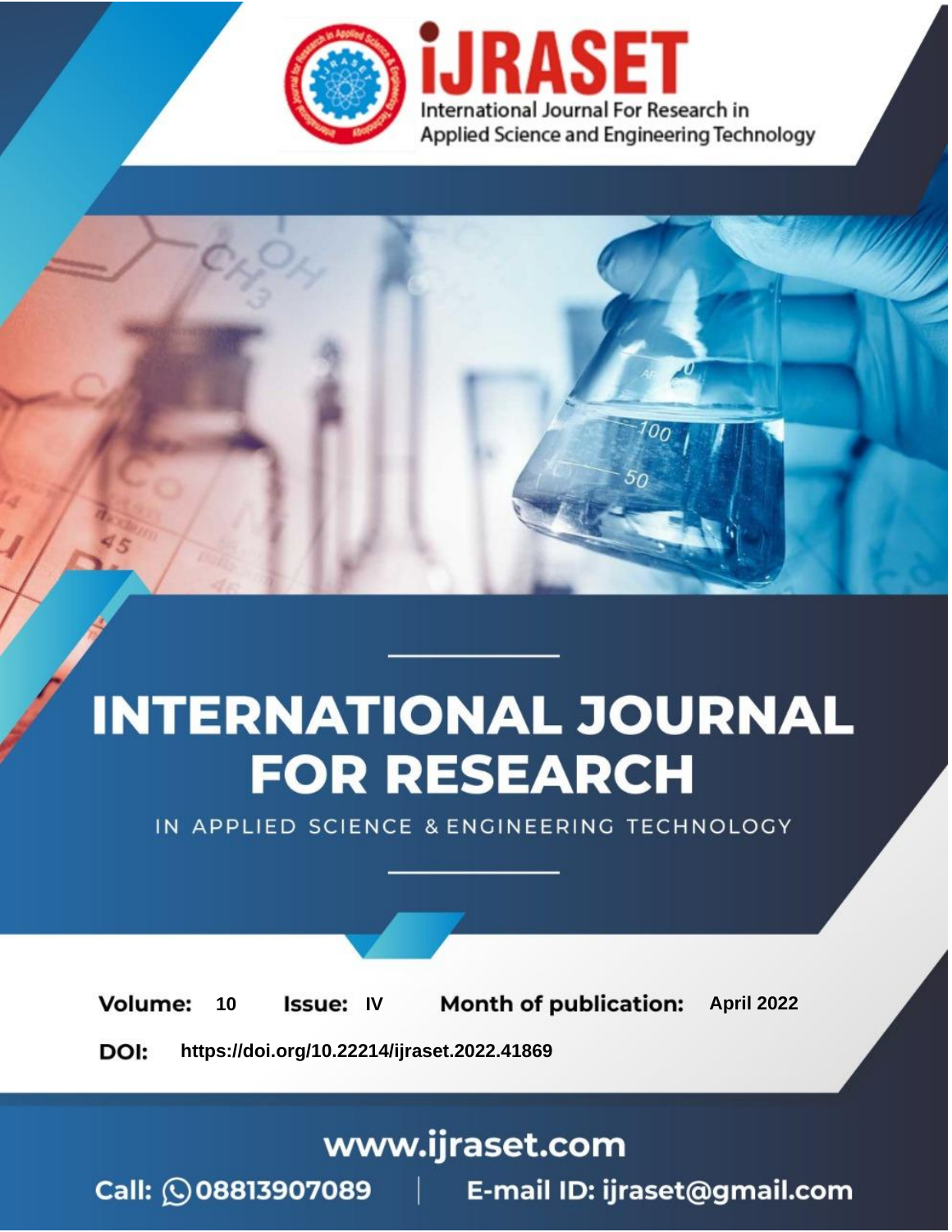# iJRASET

International Journal For Research in Applied Science and Engineering Technology

# INTERNATIONAL JOURNAL FOR RESEARCH

IN APPLIED SCIENCE & ENGINEERING TECHNOLOGY

**Volume:** 10 **Issue:** IV **Month of publication:** April 2022

**DOI:** https://doi.org/10.22214/ijraset.2022.41869

www.ijraset.com

Call: 08813907089 | E-mail ID: ijraset@gmail.com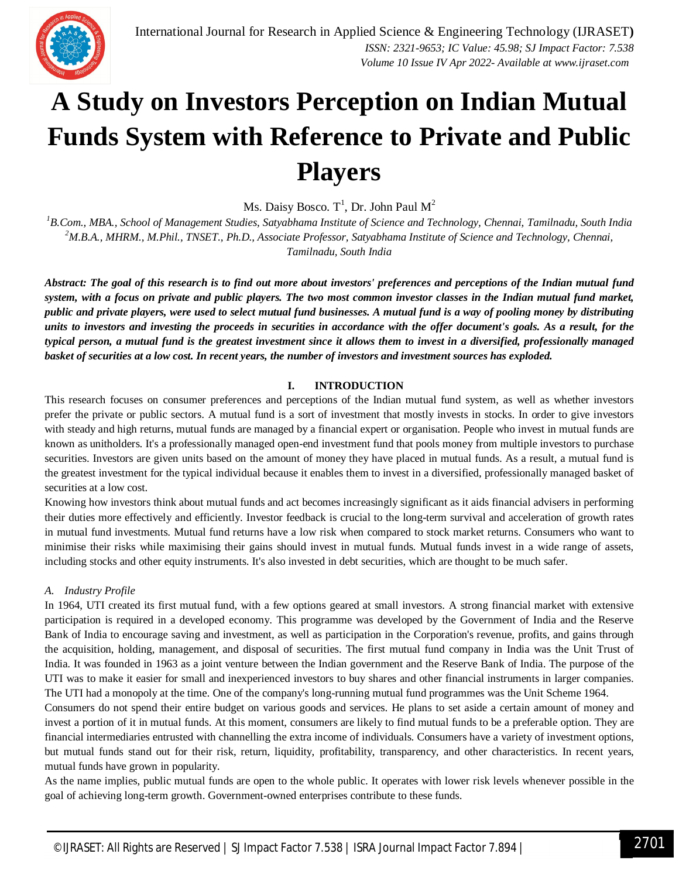# A Study on Investors Perception on Indian Mutual Funds System with Reference to Private and Public Players

Ms. Daisy Bosco. T[1], Dr. John Paul M[2]

[1]B.Com., MBA., School of Management Studies, Satyabhama Institute of Science and Technology, Chennai, Tamilnadu, South India
[2]M.B.A., MHRM., M.Phil., TNSET., Ph.D., Associate Professor, Satyabhama Institute of Science and Technology, Chennai, Tamilnadu, South India

***Abstract:** The goal of this research is to find out more about investors' preferences and perceptions of the Indian mutual fund system, with a focus on private and public players. The two most common investor classes in the Indian mutual fund market, public and private players, were used to select mutual fund businesses. A mutual fund is a way of pooling money by distributing units to investors and investing the proceeds in securities in accordance with the offer document's goals. As a result, for the typical person, a mutual fund is the greatest investment since it allows them to invest in a diversified, professionally managed basket of securities at a low cost. In recent years, the number of investors and investment sources has exploded.*

## I. INTRODUCTION

This research focuses on consumer preferences and perceptions of the Indian mutual fund system, as well as whether investors prefer the private or public sectors. A mutual fund is a sort of investment that mostly invests in stocks. In order to give investors with steady and high returns, mutual funds are managed by a financial expert or organisation. People who invest in mutual funds are known as unitholders. It's a professionally managed open-end investment fund that pools money from multiple investors to purchase securities. Investors are given units based on the amount of money they have placed in mutual funds. As a result, a mutual fund is the greatest investment for the typical individual because it enables them to invest in a diversified, professionally managed basket of securities at a low cost.

Knowing how investors think about mutual funds and act becomes increasingly significant as it aids financial advisers in performing their duties more effectively and efficiently. Investor feedback is crucial to the long-term survival and acceleration of growth rates in mutual fund investments. Mutual fund returns have a low risk when compared to stock market returns. Consumers who want to minimise their risks while maximising their gains should invest in mutual funds. Mutual funds invest in a wide range of assets, including stocks and other equity instruments. It's also invested in debt securities, which are thought to be much safer.

### *A. Industry Profile*

In 1964, UTI created its first mutual fund, with a few options geared at small investors. A strong financial market with extensive participation is required in a developed economy. This programme was developed by the Government of India and the Reserve Bank of India to encourage saving and investment, as well as participation in the Corporation's revenue, profits, and gains through the acquisition, holding, management, and disposal of securities. The first mutual fund company in India was the Unit Trust of India. It was founded in 1963 as a joint venture between the Indian government and the Reserve Bank of India. The purpose of the UTI was to make it easier for small and inexperienced investors to buy shares and other financial instruments in larger companies. The UTI had a monopoly at the time. One of the company's long-running mutual fund programmes was the Unit Scheme 1964.

Consumers do not spend their entire budget on various goods and services. He plans to set aside a certain amount of money and invest a portion of it in mutual funds. At this moment, consumers are likely to find mutual funds to be a preferable option. They are financial intermediaries entrusted with channelling the extra income of individuals. Consumers have a variety of investment options, but mutual funds stand out for their risk, return, liquidity, profitability, transparency, and other characteristics. In recent years, mutual funds have grown in popularity.

As the name implies, public mutual funds are open to the whole public. It operates with lower risk levels whenever possible in the goal of achieving long-term growth. Government-owned enterprises contribute to these funds.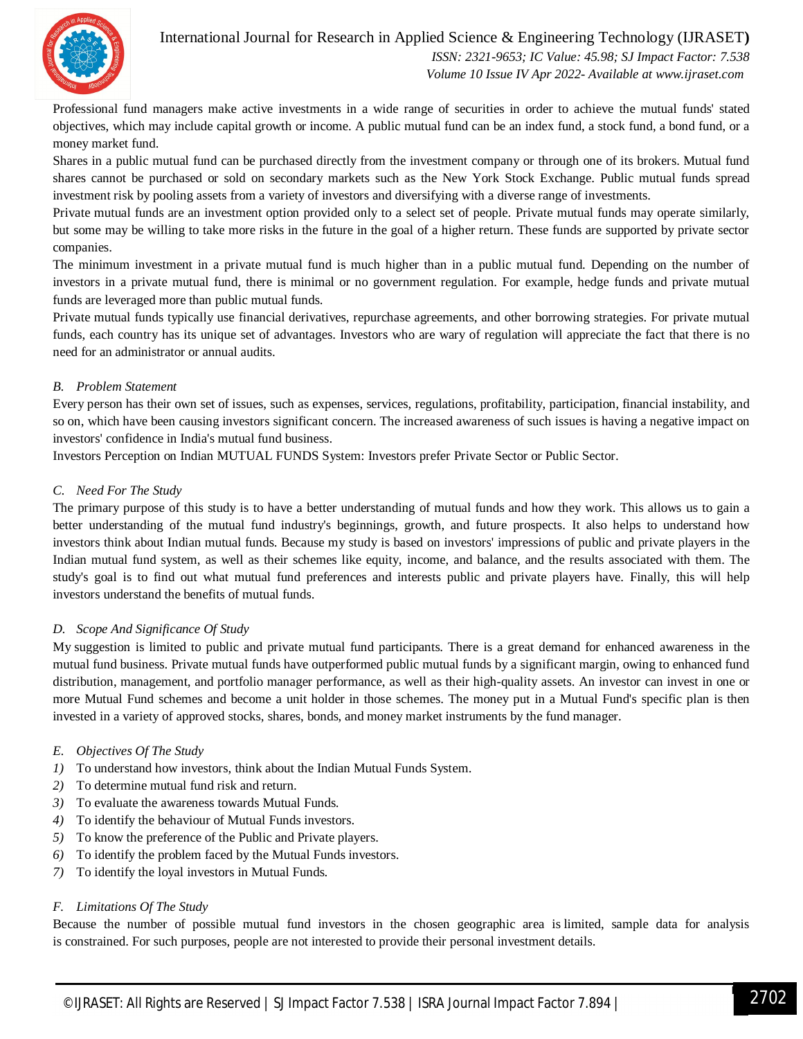Professional fund managers make active investments in a wide range of securities in order to achieve the mutual funds' stated objectives, which may include capital growth or income. A public mutual fund can be an index fund, a stock fund, a bond fund, or a money market fund.

Shares in a public mutual fund can be purchased directly from the investment company or through one of its brokers. Mutual fund shares cannot be purchased or sold on secondary markets such as the New York Stock Exchange. Public mutual funds spread investment risk by pooling assets from a variety of investors and diversifying with a diverse range of investments.

Private mutual funds are an investment option provided only to a select set of people. Private mutual funds may operate similarly, but some may be willing to take more risks in the future in the goal of a higher return. These funds are supported by private sector companies.

The minimum investment in a private mutual fund is much higher than in a public mutual fund. Depending on the number of investors in a private mutual fund, there is minimal or no government regulation. For example, hedge funds and private mutual funds are leveraged more than public mutual funds.

Private mutual funds typically use financial derivatives, repurchase agreements, and other borrowing strategies. For private mutual funds, each country has its unique set of advantages. Investors who are wary of regulation will appreciate the fact that there is no need for an administrator or annual audits.

### *B. Problem Statement*

Every person has their own set of issues, such as expenses, services, regulations, profitability, participation, financial instability, and so on, which have been causing investors significant concern. The increased awareness of such issues is having a negative impact on investors' confidence in India's mutual fund business.

Investors Perception on Indian MUTUAL FUNDS System: Investors prefer Private Sector or Public Sector.

### *C. Need For The Study*

The primary purpose of this study is to have a better understanding of mutual funds and how they work. This allows us to gain a better understanding of the mutual fund industry's beginnings, growth, and future prospects. It also helps to understand how investors think about Indian mutual funds. Because my study is based on investors' impressions of public and private players in the Indian mutual fund system, as well as their schemes like equity, income, and balance, and the results associated with them. The study's goal is to find out what mutual fund preferences and interests public and private players have. Finally, this will help investors understand the benefits of mutual funds.

### *D. Scope And Significance Of Study*

My suggestion is limited to public and private mutual fund participants. There is a great demand for enhanced awareness in the mutual fund business. Private mutual funds have outperformed public mutual funds by a significant margin, owing to enhanced fund distribution, management, and portfolio manager performance, as well as their high-quality assets. An investor can invest in one or more Mutual Fund schemes and become a unit holder in those schemes. The money put in a Mutual Fund's specific plan is then invested in a variety of approved stocks, shares, bonds, and money market instruments by the fund manager.

### *E. Objectives Of The Study*

1) To understand how investors, think about the Indian Mutual Funds System.
2) To determine mutual fund risk and return.
3) To evaluate the awareness towards Mutual Funds.
4) To identify the behaviour of Mutual Funds investors.
5) To know the preference of the Public and Private players.
6) To identify the problem faced by the Mutual Funds investors.
7) To identify the loyal investors in Mutual Funds.

### *F. Limitations Of The Study*

Because the number of possible mutual fund investors in the chosen geographic area is limited, sample data for analysis is constrained. For such purposes, people are not interested to provide their personal investment details.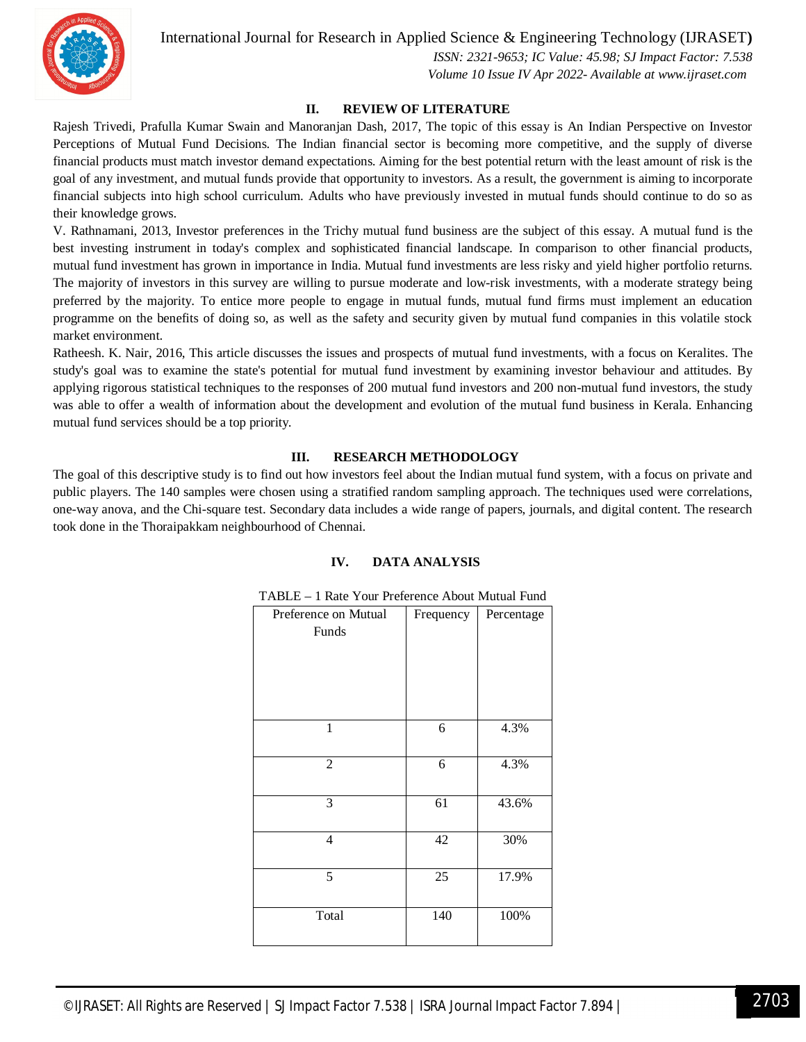## II. REVIEW OF LITERATURE

Rajesh Trivedi, Prafulla Kumar Swain and Manoranjan Dash, 2017, The topic of this essay is An Indian Perspective on Investor Perceptions of Mutual Fund Decisions. The Indian financial sector is becoming more competitive, and the supply of diverse financial products must match investor demand expectations. Aiming for the best potential return with the least amount of risk is the goal of any investment, and mutual funds provide that opportunity to investors. As a result, the government is aiming to incorporate financial subjects into high school curriculum. Adults who have previously invested in mutual funds should continue to do so as their knowledge grows.

V. Rathnamani, 2013, Investor preferences in the Trichy mutual fund business are the subject of this essay. A mutual fund is the best investing instrument in today's complex and sophisticated financial landscape. In comparison to other financial products, mutual fund investment has grown in importance in India. Mutual fund investments are less risky and yield higher portfolio returns. The majority of investors in this survey are willing to pursue moderate and low-risk investments, with a moderate strategy being preferred by the majority. To entice more people to engage in mutual funds, mutual fund firms must implement an education programme on the benefits of doing so, as well as the safety and security given by mutual fund companies in this volatile stock market environment.

Ratheesh. K. Nair, 2016, This article discusses the issues and prospects of mutual fund investments, with a focus on Keralites. The study's goal was to examine the state's potential for mutual fund investment by examining investor behaviour and attitudes. By applying rigorous statistical techniques to the responses of 200 mutual fund investors and 200 non-mutual fund investors, the study was able to offer a wealth of information about the development and evolution of the mutual fund business in Kerala. Enhancing mutual fund services should be a top priority.

## III. RESEARCH METHODOLOGY

The goal of this descriptive study is to find out how investors feel about the Indian mutual fund system, with a focus on private and public players. The 140 samples were chosen using a stratified random sampling approach. The techniques used were correlations, one-way anova, and the Chi-square test. Secondary data includes a wide range of papers, journals, and digital content. The research took done in the Thoraipakkam neighbourhood of Chennai.

## IV. DATA ANALYSIS

TABLE – 1 Rate Your Preference About Mutual Fund

| Preference on Mutual Funds | Frequency | Percentage |
|---|---|---|
| 1 | 6 | 4.3% |
| 2 | 6 | 4.3% |
| 3 | 61 | 43.6% |
| 4 | 42 | 30% |
| 5 | 25 | 17.9% |
| Total | 140 | 100% |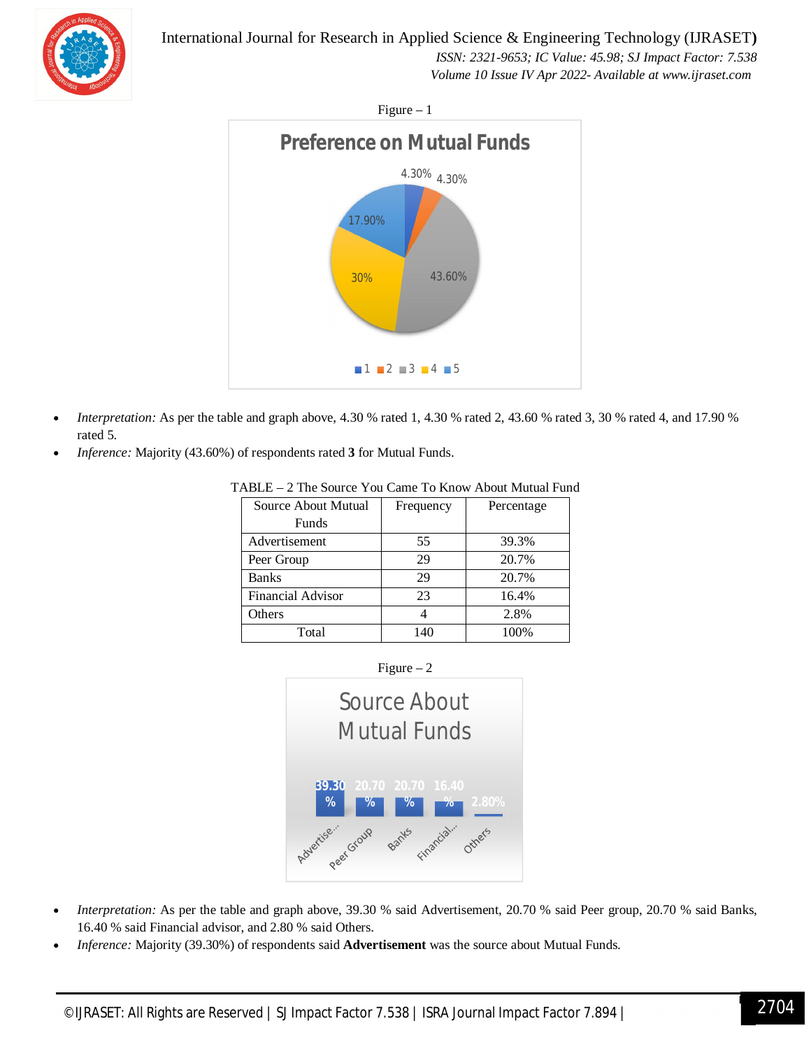Figure – 1

- *Interpretation:* As per the table and graph above, 4.30 % rated 1, 4.30 % rated 2, 43.60 % rated 3, 30 % rated 4, and 17.90 % rated 5.
- *Inference:* Majority (43.60%) of respondents rated **3** for Mutual Funds.

TABLE – 2 The Source You Came To Know About Mutual Fund

| Source About Mutual Funds | Frequency | Percentage |
|---|---|---|
| Advertisement | 55 | 39.3% |
| Peer Group | 29 | 20.7% |
| Banks | 29 | 20.7% |
| Financial Advisor | 23 | 16.4% |
| Others | 4 | 2.8% |
| Total | 140 | 100% |

Figure – 2

- *Interpretation:* As per the table and graph above, 39.30 % said Advertisement, 20.70 % said Peer group, 20.70 % said Banks, 16.40 % said Financial advisor, and 2.80 % said Others.
- *Inference:* Majority (39.30%) of respondents said **Advertisement** was the source about Mutual Funds.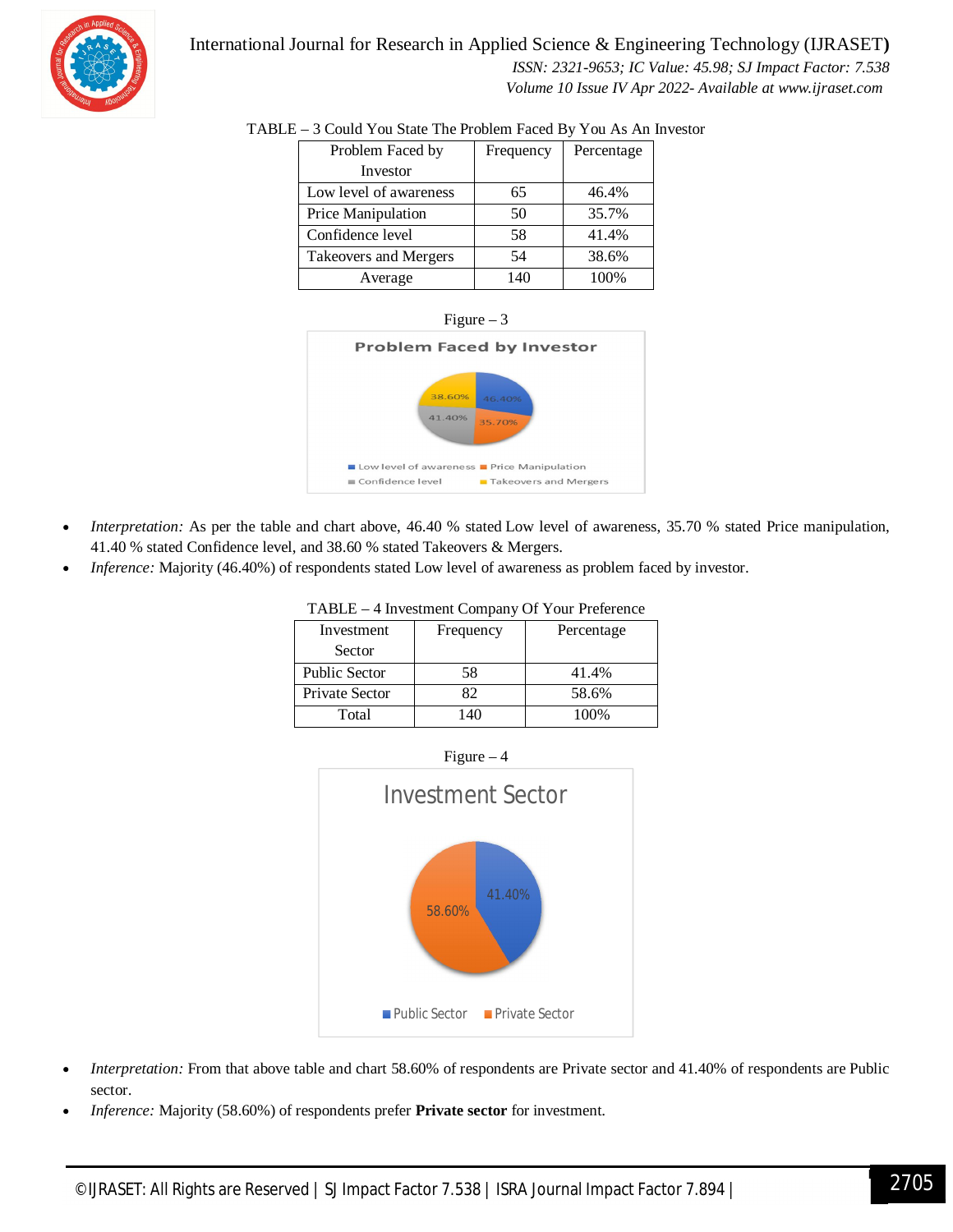TABLE – 3 Could You State The Problem Faced By You As An Investor

| Problem Faced by Investor | Frequency | Percentage |
|---|---|---|
| Low level of awareness | 65 | 46.4% |
| Price Manipulation | 50 | 35.7% |
| Confidence level | 58 | 41.4% |
| Takeovers and Mergers | 54 | 38.6% |
| Average | 140 | 100% |

Figure – 3

- *Interpretation:* As per the table and chart above, 46.40 % stated Low level of awareness, 35.70 % stated Price manipulation, 41.40 % stated Confidence level, and 38.60 % stated Takeovers & Mergers.
- *Inference:* Majority (46.40%) of respondents stated Low level of awareness as problem faced by investor.

TABLE – 4 Investment Company Of Your Preference

| Investment Sector | Frequency | Percentage |
|---|---|---|
| Public Sector | 58 | 41.4% |
| Private Sector | 82 | 58.6% |
| Total | 140 | 100% |

Figure – 4

- *Interpretation:* From that above table and chart 58.60% of respondents are Private sector and 41.40% of respondents are Public sector.
- *Inference:* Majority (58.60%) of respondents prefer **Private sector** for investment.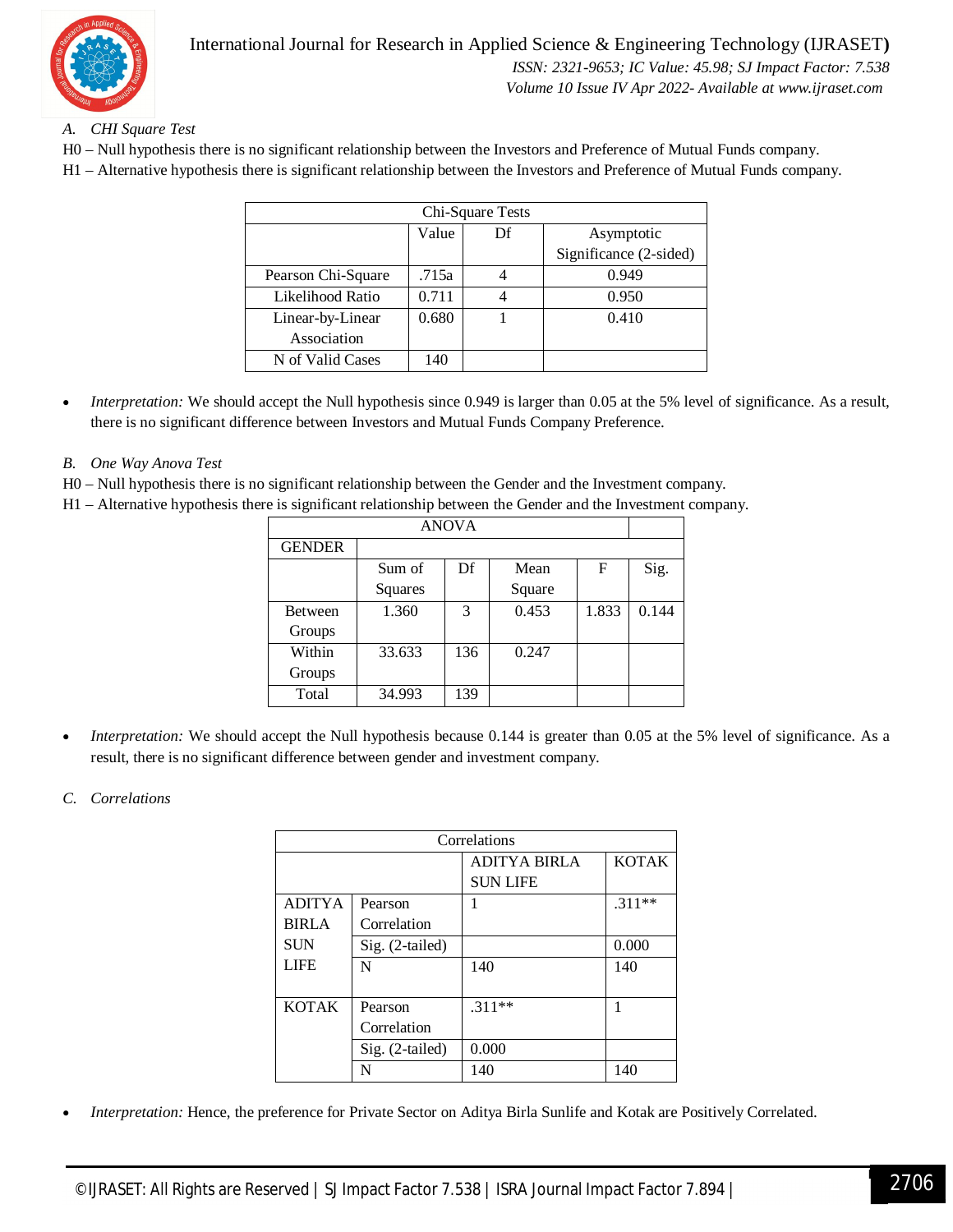### A. *CHI Square Test*

H0 – Null hypothesis there is no significant relationship between the Investors and Preference of Mutual Funds company.

H1 – Alternative hypothesis there is significant relationship between the Investors and Preference of Mutual Funds company.

| Chi-Square Tests | | | |
|---|---|---|---|
| | Value | Df | Asymptotic Significance (2-sided) |
| Pearson Chi-Square | .715a | 4 | 0.949 |
| Likelihood Ratio | 0.711 | 4 | 0.950 |
| Linear-by-Linear Association | 0.680 | 1 | 0.410 |
| N of Valid Cases | 140 | | |

- *Interpretation:* We should accept the Null hypothesis since 0.949 is larger than 0.05 at the 5% level of significance. As a result, there is no significant difference between Investors and Mutual Funds Company Preference.

### B. *One Way Anova Test*

H0 – Null hypothesis there is no significant relationship between the Gender and the Investment company.

H1 – Alternative hypothesis there is significant relationship between the Gender and the Investment company.

| ANOVA | | | | | |
|---|---|---|---|---|---|
| GENDER | | | | | |
| | Sum of Squares | Df | Mean Square | F | Sig. |
| Between Groups | 1.360 | 3 | 0.453 | 1.833 | 0.144 |
| Within Groups | 33.633 | 136 | 0.247 | | |
| Total | 34.993 | 139 | | | |

- *Interpretation:* We should accept the Null hypothesis because 0.144 is greater than 0.05 at the 5% level of significance. As a result, there is no significant difference between gender and investment company.

### C. *Correlations*

| Correlations | | | |
|---|---|---|---|
| | | ADITYA BIRLA SUN LIFE | KOTAK |
| ADITYA BIRLA SUN LIFE | Pearson Correlation | 1 | .311** |
| | Sig. (2-tailed) | | 0.000 |
| | N | 140 | 140 |
| KOTAK | Pearson Correlation | .311** | 1 |
| | Sig. (2-tailed) | 0.000 | |
| | N | 140 | 140 |

- *Interpretation:* Hence, the preference for Private Sector on Aditya Birla Sunlife and Kotak are Positively Correlated.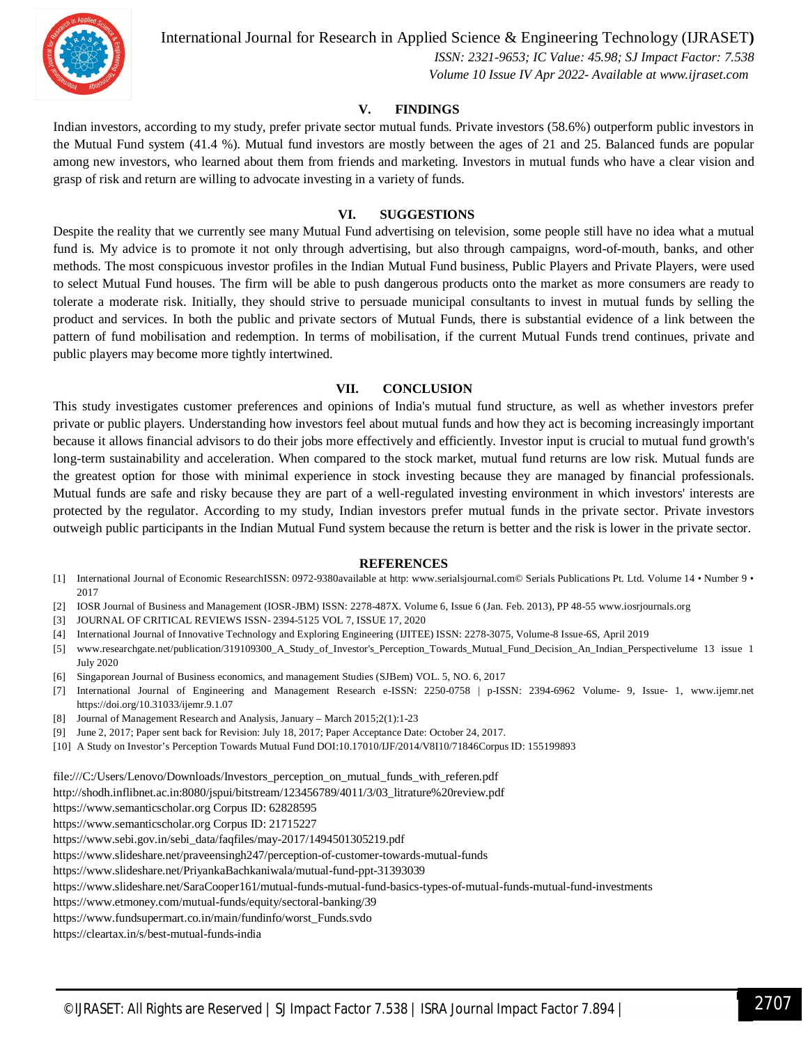## V. FINDINGS

Indian investors, according to my study, prefer private sector mutual funds. Private investors (58.6%) outperform public investors in the Mutual Fund system (41.4 %). Mutual fund investors are mostly between the ages of 21 and 25. Balanced funds are popular among new investors, who learned about them from friends and marketing. Investors in mutual funds who have a clear vision and grasp of risk and return are willing to advocate investing in a variety of funds.

## VI. SUGGESTIONS

Despite the reality that we currently see many Mutual Fund advertising on television, some people still have no idea what a mutual fund is. My advice is to promote it not only through advertising, but also through campaigns, word-of-mouth, banks, and other methods. The most conspicuous investor profiles in the Indian Mutual Fund business, Public Players and Private Players, were used to select Mutual Fund houses. The firm will be able to push dangerous products onto the market as more consumers are ready to tolerate a moderate risk. Initially, they should strive to persuade municipal consultants to invest in mutual funds by selling the product and services. In both the public and private sectors of Mutual Funds, there is substantial evidence of a link between the pattern of fund mobilisation and redemption. In terms of mobilisation, if the current Mutual Funds trend continues, private and public players may become more tightly intertwined.

## VII. CONCLUSION

This study investigates customer preferences and opinions of India's mutual fund structure, as well as whether investors prefer private or public players. Understanding how investors feel about mutual funds and how they act is becoming increasingly important because it allows financial advisors to do their jobs more effectively and efficiently. Investor input is crucial to mutual fund growth's long-term sustainability and acceleration. When compared to the stock market, mutual fund returns are low risk. Mutual funds are the greatest option for those with minimal experience in stock investing because they are managed by financial professionals. Mutual funds are safe and risky because they are part of a well-regulated investing environment in which investors' interests are protected by the regulator. According to my study, Indian investors prefer mutual funds in the private sector. Private investors outweigh public participants in the Indian Mutual Fund system because the return is better and the risk is lower in the private sector.

## REFERENCES

[1] International Journal of Economic ResearchISSN: 0972-9380available at http: www.serialsjournal.com© Serials Publications Pt. Ltd. Volume 14 • Number 9 • 2017

[2] IOSR Journal of Business and Management (IOSR-JBM) ISSN: 2278-487X. Volume 6, Issue 6 (Jan. Feb. 2013), PP 48-55 www.iosrjournals.org

[3] JOURNAL OF CRITICAL REVIEWS ISSN- 2394-5125 VOL 7, ISSUE 17, 2020

[4] International Journal of Innovative Technology and Exploring Engineering (IJITEE) ISSN: 2278-3075, Volume-8 Issue-6S, April 2019

[5] www.researchgate.net/publication/319109300_A_Study_of_Investor's_Perception_Towards_Mutual_Fund_Decision_An_Indian_Perspectivelume 13 issue 1 July 2020

[6] Singaporean Journal of Business economics, and management Studies (SJBem) VOL. 5, NO. 6, 2017

[7] International Journal of Engineering and Management Research e-ISSN: 2250-0758 | p-ISSN: 2394-6962 Volume- 9, Issue- 1, www.ijemr.net https://doi.org/10.31033/ijemr.9.1.07

[8] Journal of Management Research and Analysis, January – March 2015;2(1):1-23

[9] June 2, 2017; Paper sent back for Revision: July 18, 2017; Paper Acceptance Date: October 24, 2017.

[10] A Study on Investor's Perception Towards Mutual Fund DOI:10.17010/IJF/2014/V8I10/71846Corpus ID: 155199893

file:///C:/Users/Lenovo/Downloads/Investors_perception_on_mutual_funds_with_referen.pdf

http://shodh.inflibnet.ac.in:8080/jspui/bitstream/123456789/4011/3/03_litrature%20review.pdf

https://www.semanticscholar.org Corpus ID: 62828595

https://www.semanticscholar.org Corpus ID: 21715227

https://www.sebi.gov.in/sebi_data/faqfiles/may-2017/1494501305219.pdf

https://www.slideshare.net/praveensingh247/perception-of-customer-towards-mutual-funds

https://www.slideshare.net/PriyankaBachkaniwala/mutual-fund-ppt-31393039

https://www.slideshare.net/SaraCooper161/mutual-funds-mutual-fund-basics-types-of-mutual-funds-mutual-fund-investments

https://www.etmoney.com/mutual-funds/equity/sectoral-banking/39

https://www.fundsupermart.co.in/main/fundinfo/worst_Funds.svdo

https://cleartax.in/s/best-mutual-funds-india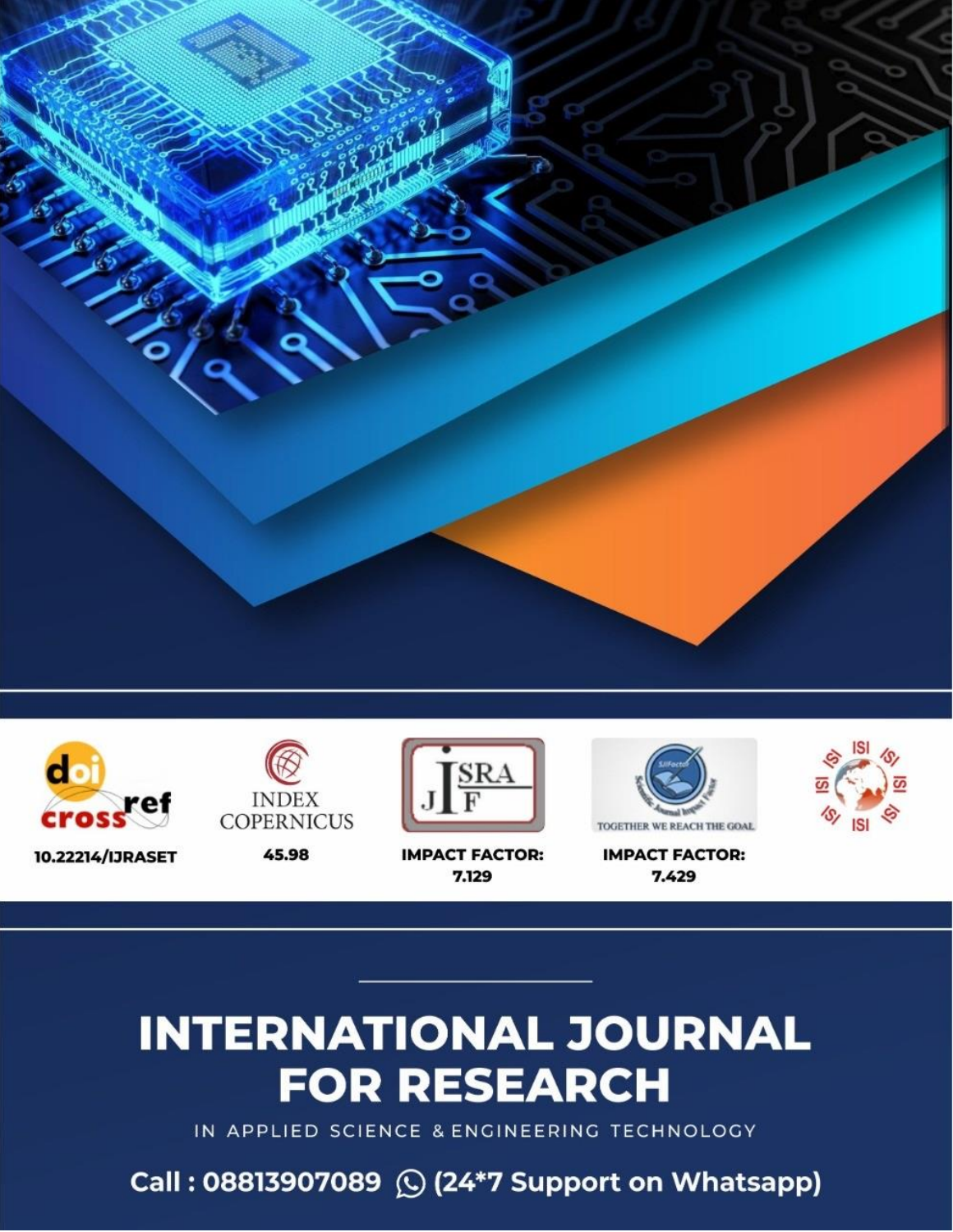10.22214/IJRASET

INDEX COPERNICUS

45.98

IMPACT FACTOR: 7.129

IMPACT FACTOR: 7.429

# INTERNATIONAL JOURNAL FOR RESEARCH

IN APPLIED SCIENCE & ENGINEERING TECHNOLOGY

Call : 08813907089 (24*7 Support on Whatsapp)